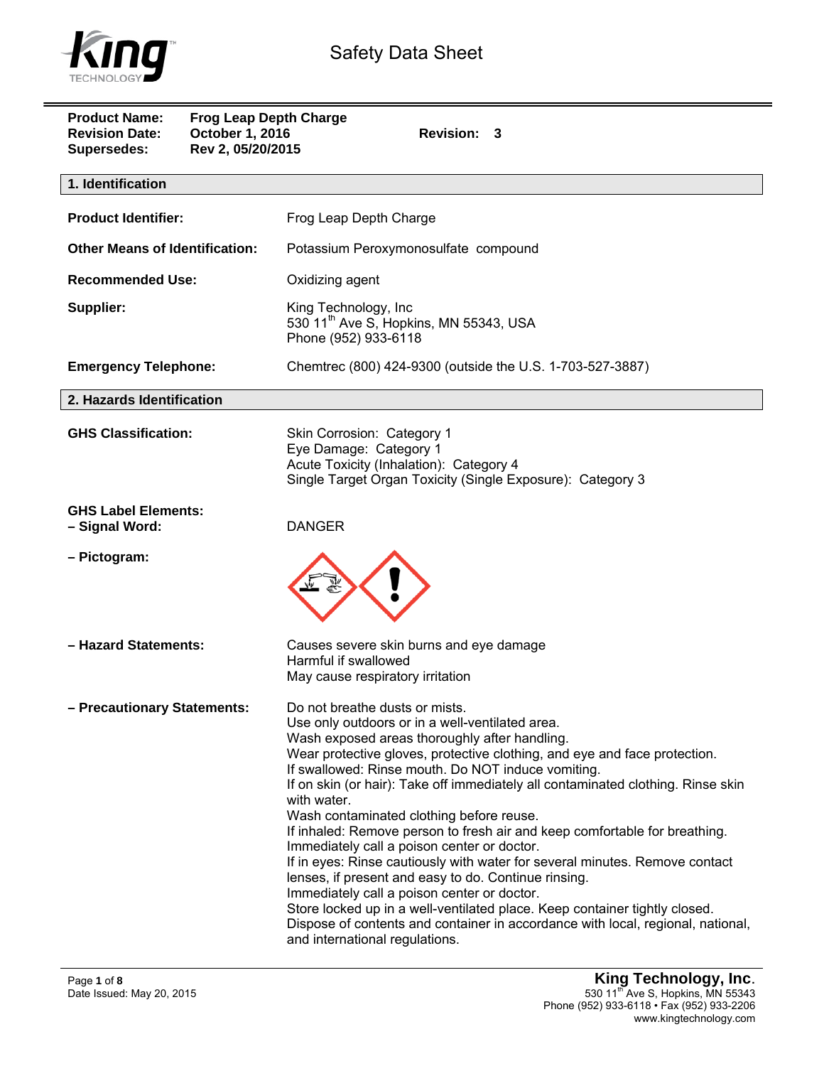# Safety Data Sheet

**Product Name:** Frog Leap Depth Charge
**Revision Date:** October 1, 2016 **Revision: 3**
**Supersedes:** Rev 2, 05/20/2015

## 1. Identification

| | |
|---|---|
| **Product Identifier:** | Frog Leap Depth Charge |
| **Other Means of Identification:** | Potassium Peroxymonosulfate compound |
| **Recommended Use:** | Oxidizing agent |
| **Supplier:** | King Technology, Inc<br>530 11th Ave S, Hopkins, MN 55343, USA<br>Phone (952) 933-6118 |
| **Emergency Telephone:** | Chemtrec (800) 424-9300 (outside the U.S. 1-703-527-3887) |

## 2. Hazards Identification

**GHS Classification:**

Skin Corrosion: Category 1
Eye Damage: Category 1
Acute Toxicity (Inhalation): Category 4
Single Target Organ Toxicity (Single Exposure): Category 3

**GHS Label Elements:**

**– Signal Word:** DANGER

**– Pictogram:**

**– Hazard Statements:**

Causes severe skin burns and eye damage
Harmful if swallowed
May cause respiratory irritation

**– Precautionary Statements:**

Do not breathe dusts or mists.
Use only outdoors or in a well-ventilated area.
Wash exposed areas thoroughly after handling.
Wear protective gloves, protective clothing, and eye and face protection.
If swallowed: Rinse mouth. Do NOT induce vomiting.
If on skin (or hair): Take off immediately all contaminated clothing. Rinse skin with water.
Wash contaminated clothing before reuse.
If inhaled: Remove person to fresh air and keep comfortable for breathing.
Immediately call a poison center or doctor.
If in eyes: Rinse cautiously with water for several minutes. Remove contact lenses, if present and easy to do. Continue rinsing.
Immediately call a poison center or doctor.
Store locked up in a well-ventilated place. Keep container tightly closed.
Dispose of contents and container in accordance with local, regional, national, and international regulations.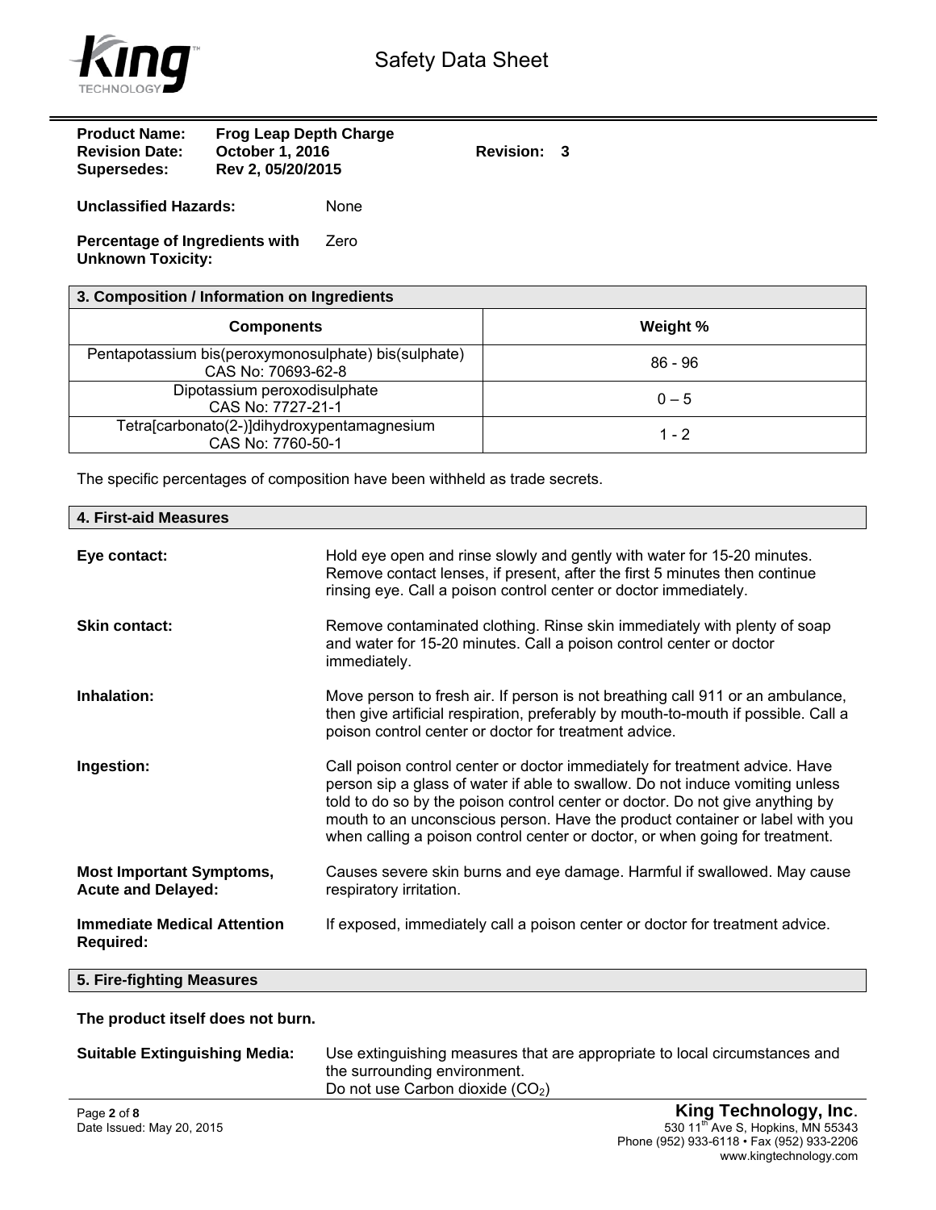**Product Name:** Frog Leap Depth Charge
**Revision Date:** October 1, 2016 **Revision:** 3
**Supersedes:** Rev 2, 05/20/2015

**Unclassified Hazards:** None

**Percentage of Ingredients with Unknown Toxicity:** Zero

## 3. Composition / Information on Ingredients

| Components | Weight % |
| --- | --- |
| Pentapotassium bis(peroxymonosulphate) bis(sulphate) CAS No: 70693-62-8 | 86 - 96 |
| Dipotassium peroxodisulphate CAS No: 7727-21-1 | 0 – 5 |
| Tetra[carbonato(2-)]dihydroxypentamagnesium CAS No: 7760-50-1 | 1 - 2 |

The specific percentages of composition have been withheld as trade secrets.

## 4. First-aid Measures

**Eye contact:** Hold eye open and rinse slowly and gently with water for 15-20 minutes. Remove contact lenses, if present, after the first 5 minutes then continue rinsing eye. Call a poison control center or doctor immediately.

**Skin contact:** Remove contaminated clothing. Rinse skin immediately with plenty of soap and water for 15-20 minutes. Call a poison control center or doctor immediately.

**Inhalation:** Move person to fresh air. If person is not breathing call 911 or an ambulance, then give artificial respiration, preferably by mouth-to-mouth if possible. Call a poison control center or doctor for treatment advice.

**Ingestion:** Call poison control center or doctor immediately for treatment advice. Have person sip a glass of water if able to swallow. Do not induce vomiting unless told to do so by the poison control center or doctor. Do not give anything by mouth to an unconscious person. Have the product container or label with you when calling a poison control center or doctor, or when going for treatment.

**Most Important Symptoms, Acute and Delayed:** Causes severe skin burns and eye damage. Harmful if swallowed. May cause respiratory irritation.

**Immediate Medical Attention Required:** If exposed, immediately call a poison center or doctor for treatment advice.

## 5. Fire-fighting Measures

**The product itself does not burn.**

**Suitable Extinguishing Media:** Use extinguishing measures that are appropriate to local circumstances and the surrounding environment.
Do not use Carbon dioxide ($CO_2$)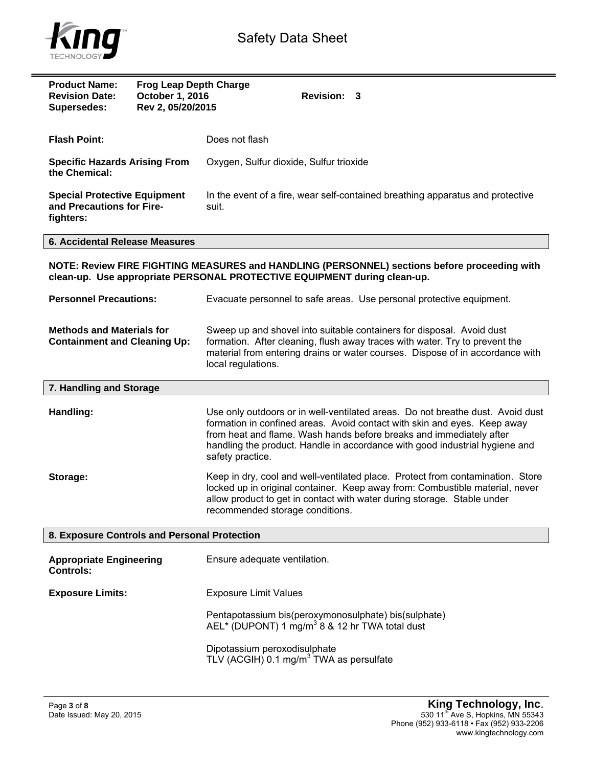**Product Name:** Frog Leap Depth Charge
**Revision Date:** October 1, 2016 **Revision:** 3
**Supersedes:** Rev 2, 05/20/2015

**Flash Point:** Does not flash

**Specific Hazards Arising From the Chemical:** Oxygen, Sulfur dioxide, Sulfur trioxide

**Special Protective Equipment and Precautions for Fire-fighters:** In the event of a fire, wear self-contained breathing apparatus and protective suit.

## 6. Accidental Release Measures

**NOTE: Review FIRE FIGHTING MEASURES and HANDLING (PERSONNEL) sections before proceeding with clean-up. Use appropriate PERSONAL PROTECTIVE EQUIPMENT during clean-up.**

**Personnel Precautions:** Evacuate personnel to safe areas. Use personal protective equipment.

**Methods and Materials for Containment and Cleaning Up:** Sweep up and shovel into suitable containers for disposal. Avoid dust formation. After cleaning, flush away traces with water. Try to prevent the material from entering drains or water courses. Dispose of in accordance with local regulations.

## 7. Handling and Storage

**Handling:** Use only outdoors or in well-ventilated areas. Do not breathe dust. Avoid dust formation in confined areas. Avoid contact with skin and eyes. Keep away from heat and flame. Wash hands before breaks and immediately after handling the product. Handle in accordance with good industrial hygiene and safety practice.

**Storage:** Keep in dry, cool and well-ventilated place. Protect from contamination. Store locked up in original container. Keep away from: Combustible material, never allow product to get in contact with water during storage. Stable under recommended storage conditions.

## 8. Exposure Controls and Personal Protection

**Appropriate Engineering Controls:** Ensure adequate ventilation.

**Exposure Limits:** Exposure Limit Values

Pentapotassium bis(peroxymonosulphate) bis(sulphate)
AEL* (DUPONT) 1 mg/m$^3$ 8 & 12 hr TWA total dust

Dipotassium peroxodisulphate
TLV (ACGIH) 0.1 mg/m$^3$ TWA as persulfate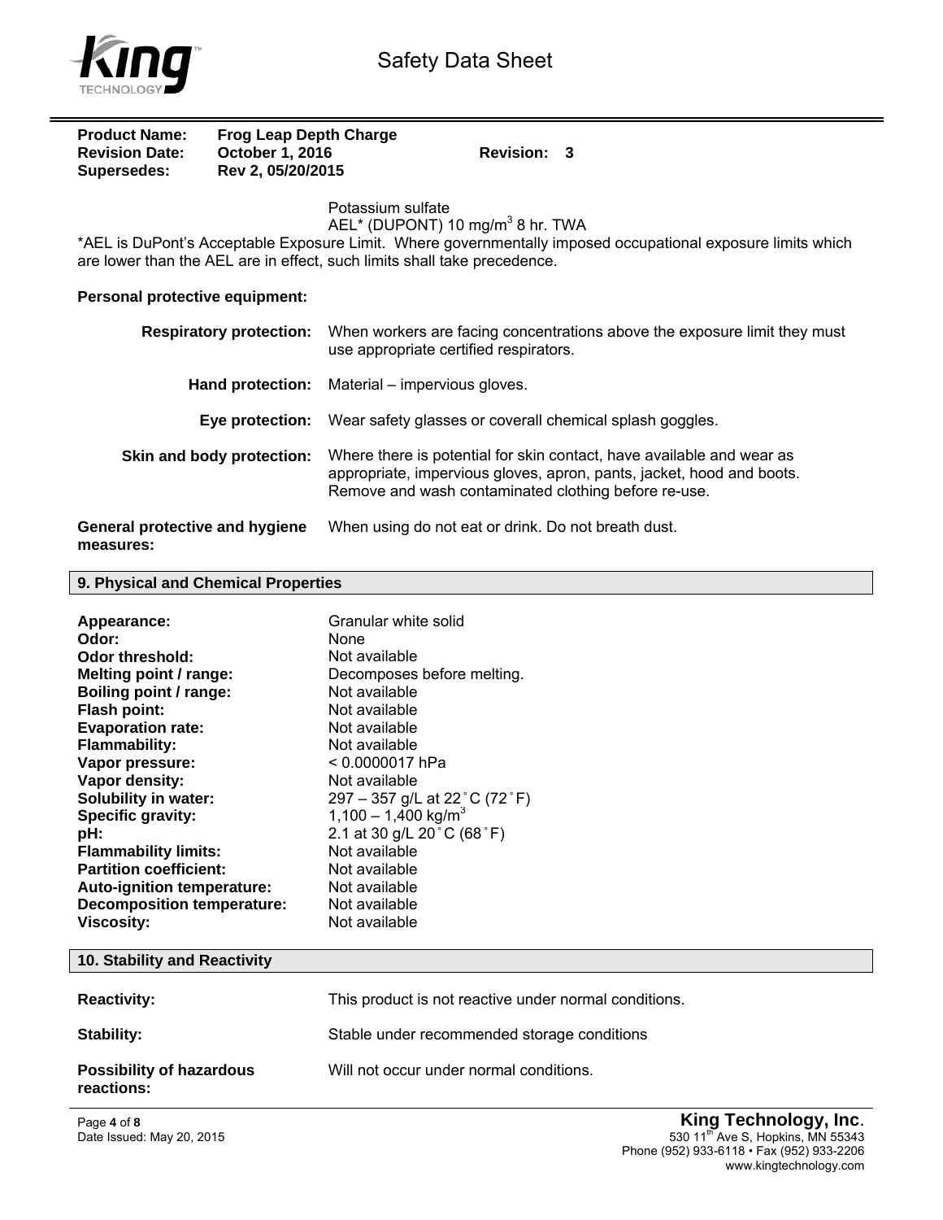**Product Name:** Frog Leap Depth Charge
**Revision Date:** October 1, 2016 **Revision:** 3
**Supersedes:** Rev 2, 05/20/2015

Potassium sulfate
AEL* (DUPONT) 10 mg/m$^3$ 8 hr. TWA

*AEL is DuPont's Acceptable Exposure Limit. Where governmentally imposed occupational exposure limits which are lower than the AEL are in effect, such limits shall take precedence.

**Personal protective equipment:**

| | |
|---|---|
| **Respiratory protection:** | When workers are facing concentrations above the exposure limit they must use appropriate certified respirators. |
| **Hand protection:** | Material – impervious gloves. |
| **Eye protection:** | Wear safety glasses or coverall chemical splash goggles. |
| **Skin and body protection:** | Where there is potential for skin contact, have available and wear as appropriate, impervious gloves, apron, pants, jacket, hood and boots. Remove and wash contaminated clothing before re-use. |
| **General protective and hygiene measures:** | When using do not eat or drink. Do not breath dust. |

## 9. Physical and Chemical Properties

| | |
|---|---|
| **Appearance:** | Granular white solid |
| **Odor:** | None |
| **Odor threshold:** | Not available |
| **Melting point / range:** | Decomposes before melting. |
| **Boiling point / range:** | Not available |
| **Flash point:** | Not available |
| **Evaporation rate:** | Not available |
| **Flammability:** | Not available |
| **Vapor pressure:** | < 0.0000017 hPa |
| **Vapor density:** | Not available |
| **Solubility in water:** | 297 – 357 g/L at 22˚C (72˚F) |
| **Specific gravity:** | 1,100 – 1,400 kg/m$^3$ |
| **pH:** | 2.1 at 30 g/L 20˚C (68˚F) |
| **Flammability limits:** | Not available |
| **Partition coefficient:** | Not available |
| **Auto-ignition temperature:** | Not available |
| **Decomposition temperature:** | Not available |
| **Viscosity:** | Not available |

## 10. Stability and Reactivity

| | |
|---|---|
| **Reactivity:** | This product is not reactive under normal conditions. |
| **Stability:** | Stable under recommended storage conditions |
| **Possibility of hazardous reactions:** | Will not occur under normal conditions. |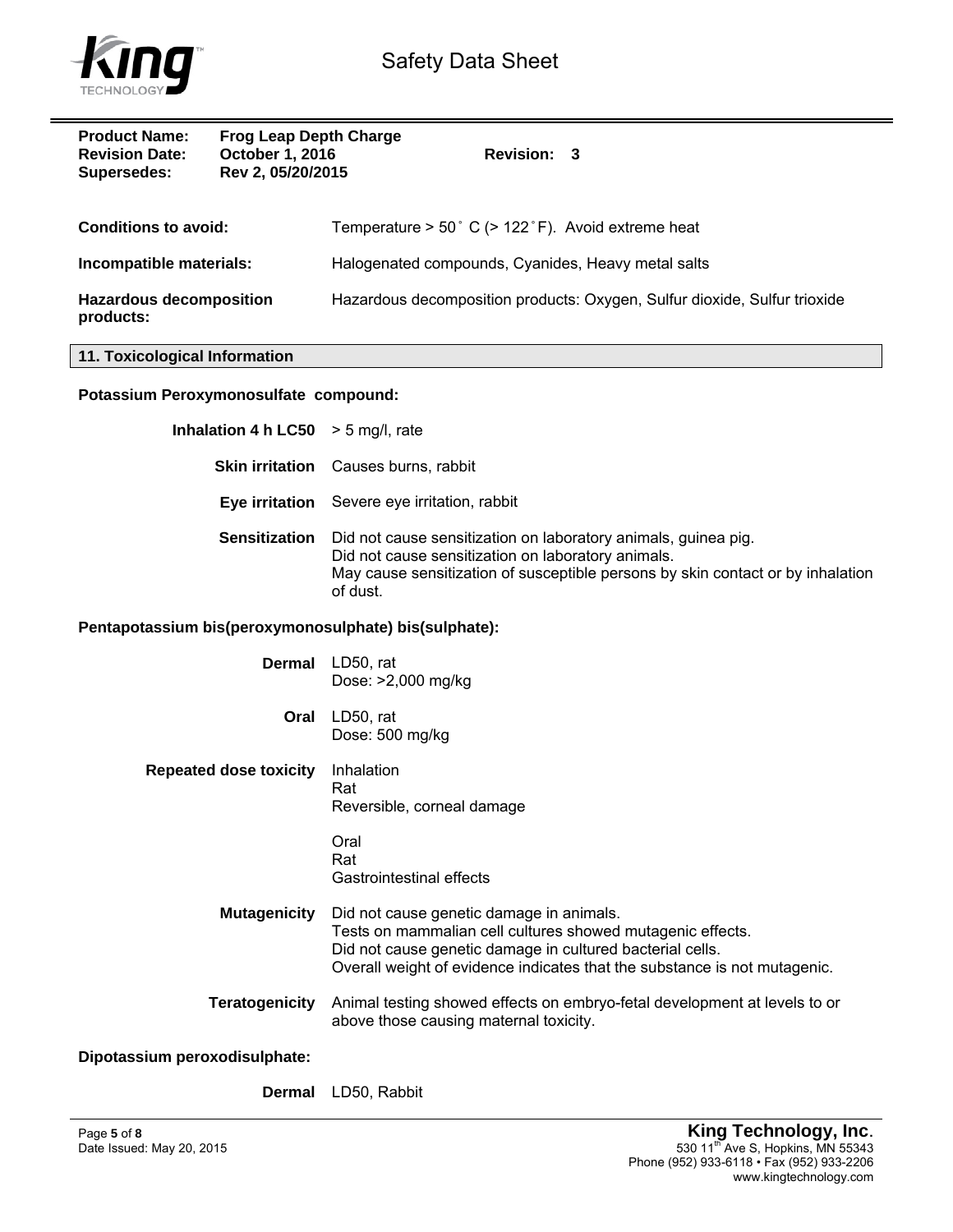| | | |
|---|---|---|
| **Product Name:** | **Frog Leap Depth Charge** | |
| **Revision Date:** | **October 1, 2016** | **Revision: 3** |
| **Supersedes:** | **Rev 2, 05/20/2015** | |

**Conditions to avoid:** Temperature > 50˚ C (> 122˚F). Avoid extreme heat

**Incompatible materials:** Halogenated compounds, Cyanides, Heavy metal salts

**Hazardous decomposition products:** Hazardous decomposition products: Oxygen, Sulfur dioxide, Sulfur trioxide

## 11. Toxicological Information

### Potassium Peroxymonosulfate compound:

**Inhalation 4 h LC50** > 5 mg/l, rate

**Skin irritation** Causes burns, rabbit

**Eye irritation** Severe eye irritation, rabbit

**Sensitization** Did not cause sensitization on laboratory animals, guinea pig.
Did not cause sensitization on laboratory animals.
May cause sensitization of susceptible persons by skin contact or by inhalation of dust.

### Pentapotassium bis(peroxymonosulphate) bis(sulphate):

**Dermal** LD50, rat
Dose: >2,000 mg/kg

**Oral** LD50, rat
Dose: 500 mg/kg

**Repeated dose toxicity** Inhalation
Rat
Reversible, corneal damage

Oral
Rat
Gastrointestinal effects

**Mutagenicity** Did not cause genetic damage in animals.
Tests on mammalian cell cultures showed mutagenic effects.
Did not cause genetic damage in cultured bacterial cells.
Overall weight of evidence indicates that the substance is not mutagenic.

**Teratogenicity** Animal testing showed effects on embryo-fetal development at levels to or above those causing maternal toxicity.

### Dipotassium peroxodisulphate:

**Dermal** LD50, Rabbit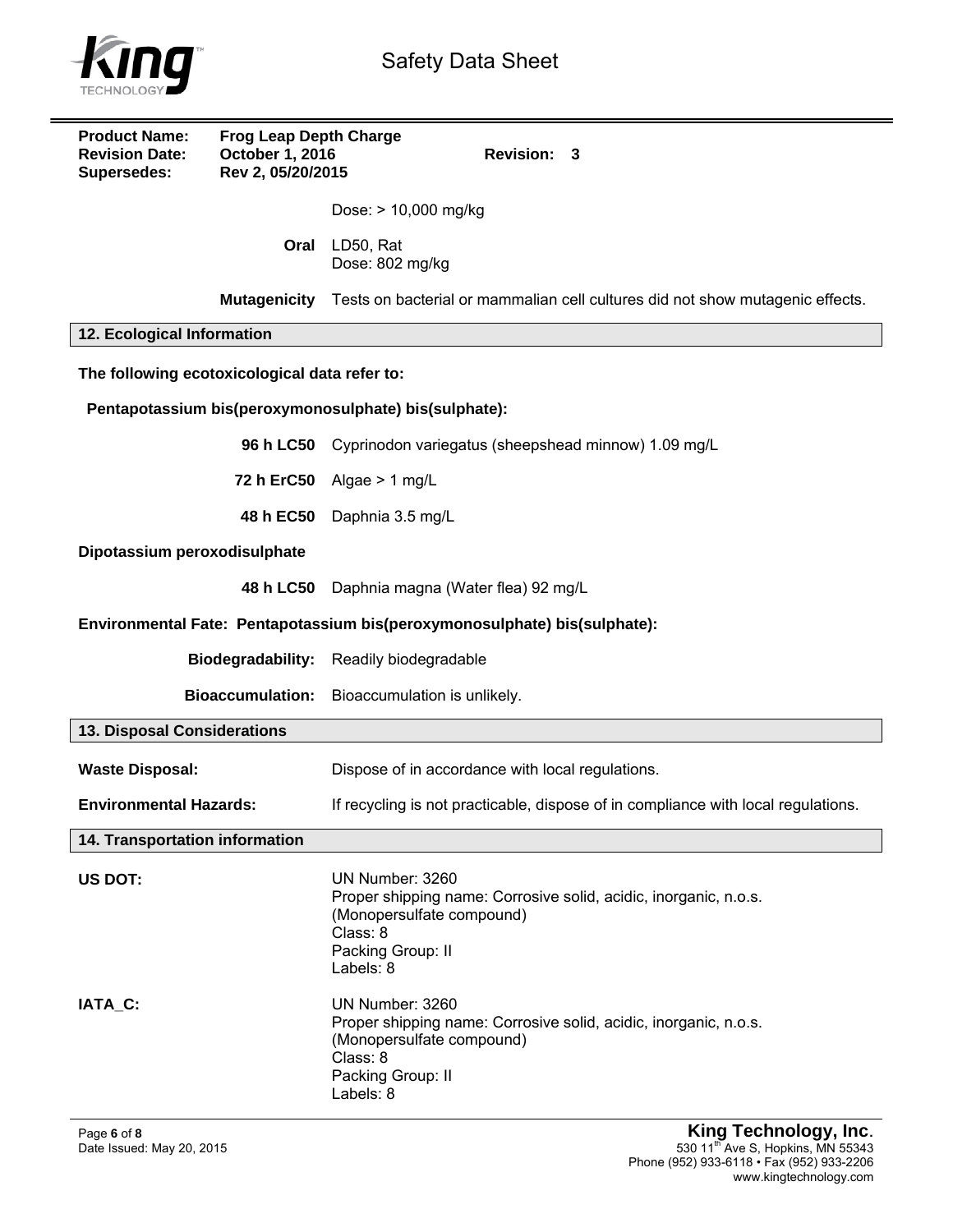| | |
|---|---|
| | Dose: > 10,000 mg/kg |
| **Oral** | LD50, Rat<br>Dose: 802 mg/kg |
| **Mutagenicity** | Tests on bacterial or mammalian cell cultures did not show mutagenic effects. |

## 12. Ecological Information

**The following ecotoxicological data refer to:**

**Pentapotassium bis(peroxymonosulphate) bis(sulphate):**

| | |
|---|---|
| **96 h LC50** | Cyprinodon variegatus (sheepshead minnow) 1.09 mg/L |
| **72 h ErC50** | Algae > 1 mg/L |
| **48 h EC50** | Daphnia 3.5 mg/L |

**Dipotassium peroxodisulphate**

| | |
|---|---|
| **48 h LC50** | Daphnia magna (Water flea) 92 mg/L |

**Environmental Fate: Pentapotassium bis(peroxymonosulphate) bis(sulphate):**

| | |
|---|---|
| **Biodegradability:** | Readily biodegradable |
| **Bioaccumulation:** | Bioaccumulation is unlikely. |

## 13. Disposal Considerations

| | |
|---|---|
| **Waste Disposal:** | Dispose of in accordance with local regulations. |
| **Environmental Hazards:** | If recycling is not practicable, dispose of in compliance with local regulations. |

## 14. Transportation information

**US DOT:**

UN Number: 3260
Proper shipping name: Corrosive solid, acidic, inorganic, n.o.s. (Monopersulfate compound)
Class: 8
Packing Group: II
Labels: 8

**IATA_C:**

UN Number: 3260
Proper shipping name: Corrosive solid, acidic, inorganic, n.o.s. (Monopersulfate compound)
Class: 8
Packing Group: II
Labels: 8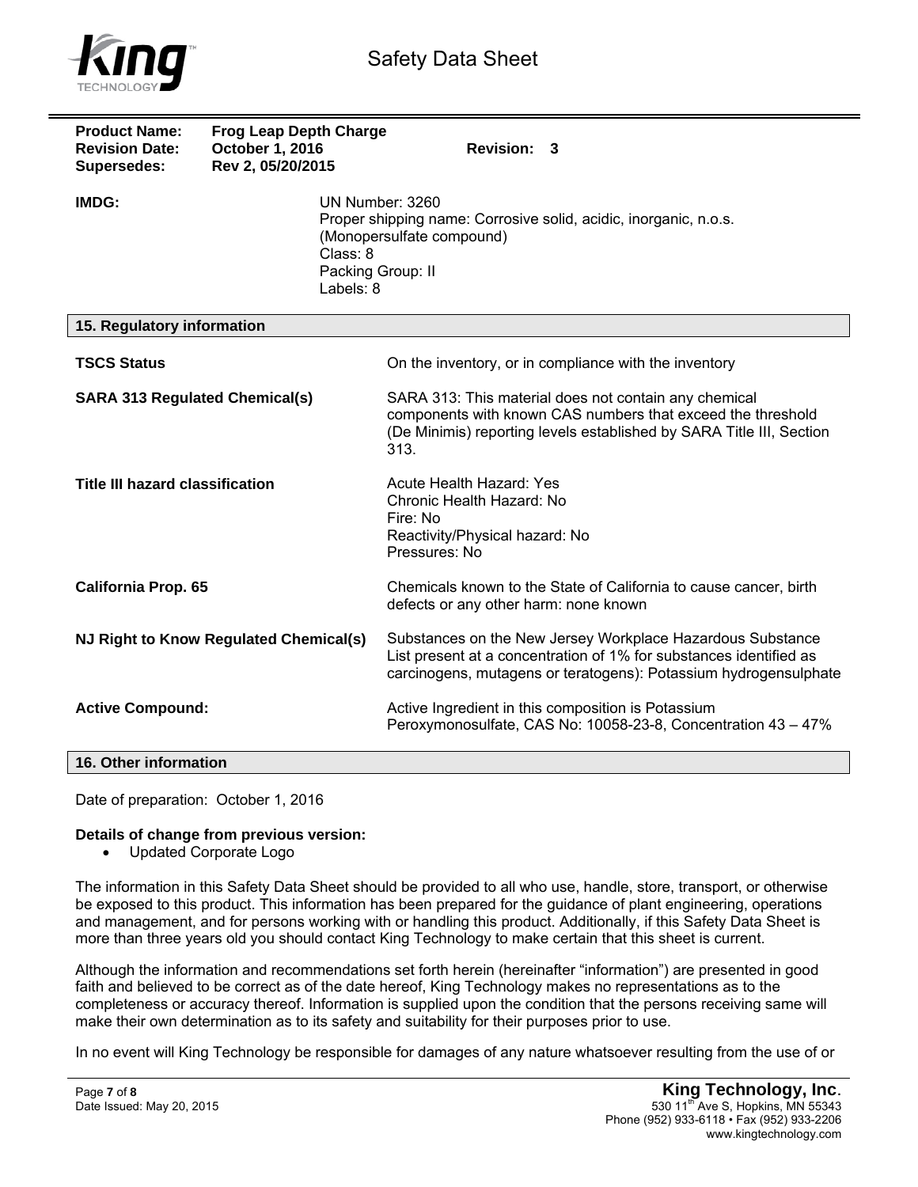| | | |
|---|---|---|
| **Product Name:** | **Frog Leap Depth Charge** | |
| **Revision Date:** | **October 1, 2016** | **Revision: 3** |
| **Supersedes:** | **Rev 2, 05/20/2015** | |

**IMDG:**

UN Number: 3260
Proper shipping name: Corrosive solid, acidic, inorganic, n.o.s. (Monopersulfate compound)
Class: 8
Packing Group: II
Labels: 8

## 15. Regulatory information

| | |
|---|---|
| **TSCS Status** | On the inventory, or in compliance with the inventory |
| **SARA 313 Regulated Chemical(s)** | SARA 313: This material does not contain any chemical components with known CAS numbers that exceed the threshold (De Minimis) reporting levels established by SARA Title III, Section 313. |
| **Title III hazard classification** | Acute Health Hazard: Yes<br>Chronic Health Hazard: No<br>Fire: No<br>Reactivity/Physical hazard: No<br>Pressures: No |
| **California Prop. 65** | Chemicals known to the State of California to cause cancer, birth defects or any other harm: none known |
| **NJ Right to Know Regulated Chemical(s)** | Substances on the New Jersey Workplace Hazardous Substance List present at a concentration of 1% for substances identified as carcinogens, mutagens or teratogens): Potassium hydrogensulphate |
| **Active Compound:** | Active Ingredient in this composition is Potassium Peroxymonosulfate, CAS No: 10058-23-8, Concentration 43 – 47% |

## 16. Other information

Date of preparation: October 1, 2016

**Details of change from previous version:**

- Updated Corporate Logo

The information in this Safety Data Sheet should be provided to all who use, handle, store, transport, or otherwise be exposed to this product. This information has been prepared for the guidance of plant engineering, operations and management, and for persons working with or handling this product. Additionally, if this Safety Data Sheet is more than three years old you should contact King Technology to make certain that this sheet is current.

Although the information and recommendations set forth herein (hereinafter "information") are presented in good faith and believed to be correct as of the date hereof, King Technology makes no representations as to the completeness or accuracy thereof. Information is supplied upon the condition that the persons receiving same will make their own determination as to its safety and suitability for their purposes prior to use.

In no event will King Technology be responsible for damages of any nature whatsoever resulting from the use of or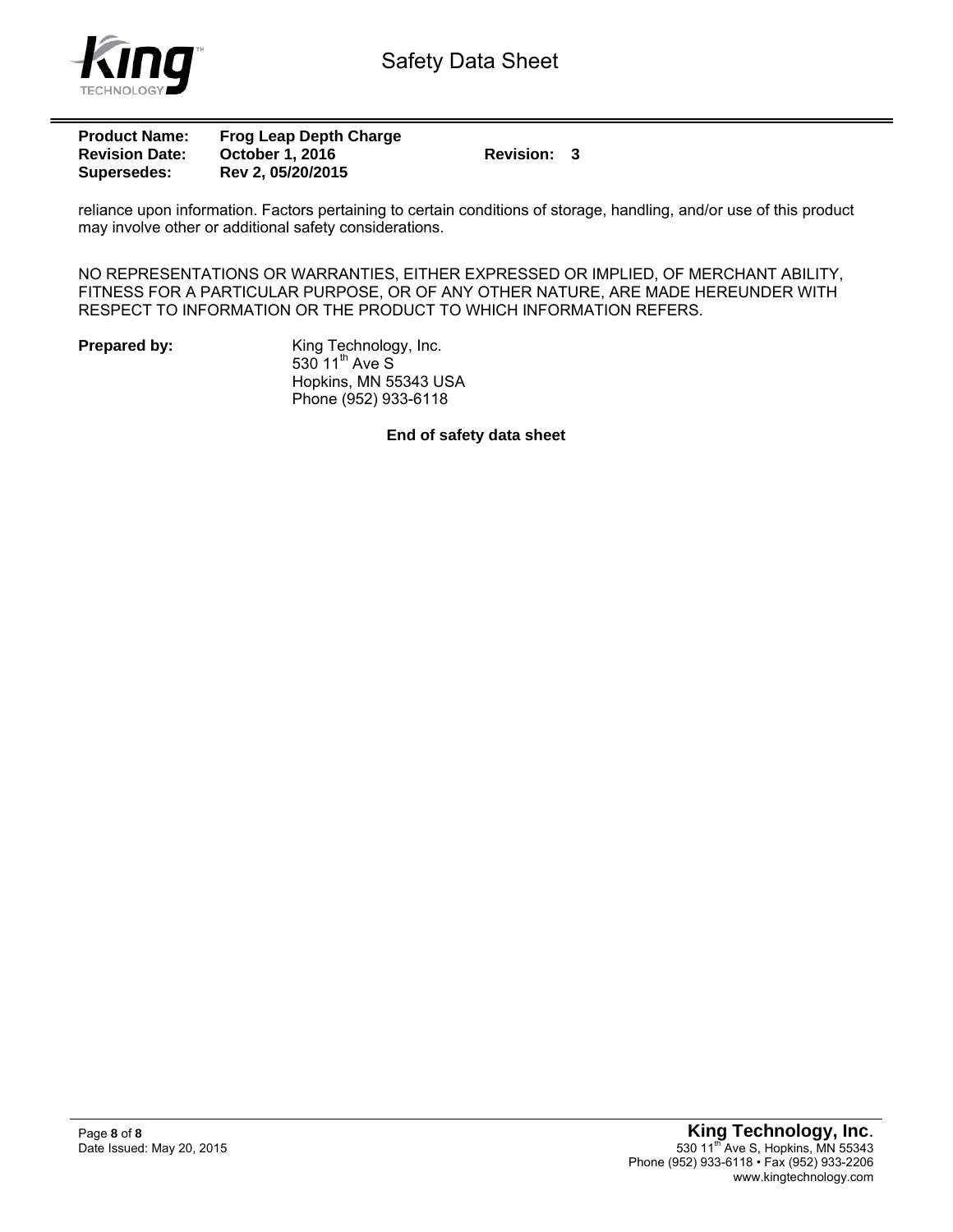reliance upon information. Factors pertaining to certain conditions of storage, handling, and/or use of this product may involve other or additional safety considerations.

NO REPRESENTATIONS OR WARRANTIES, EITHER EXPRESSED OR IMPLIED, OF MERCHANT ABILITY, FITNESS FOR A PARTICULAR PURPOSE, OR OF ANY OTHER NATURE, ARE MADE HEREUNDER WITH RESPECT TO INFORMATION OR THE PRODUCT TO WHICH INFORMATION REFERS.

**Prepared by:** King Technology, Inc.
530 11th Ave S
Hopkins, MN 55343 USA
Phone (952) 933-6118

**End of safety data sheet**